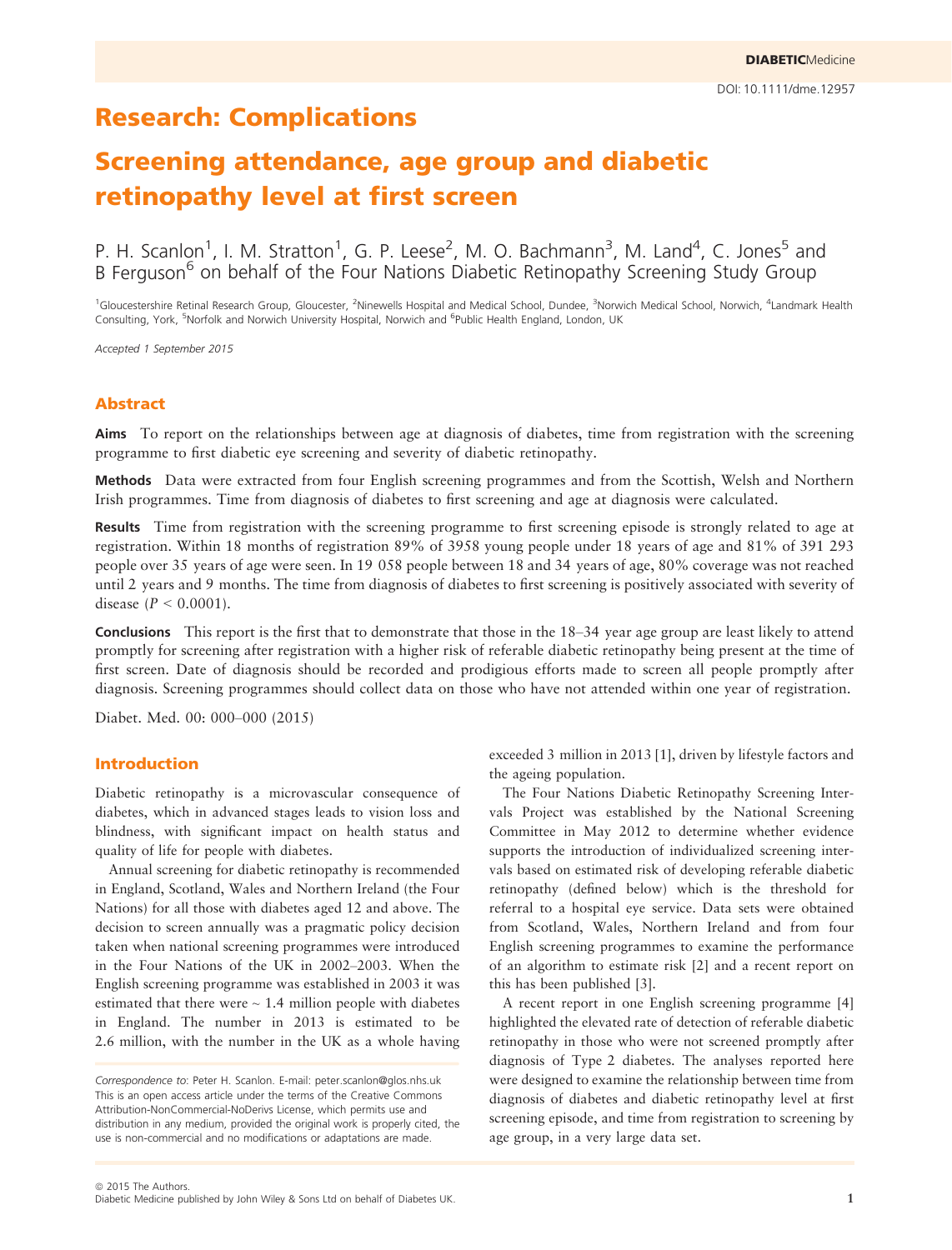Research: Complications

# Screening attendance, age group and diabetic retinopathy level at first screen

P. H. Scanlon[1], I. M. Stratton[1], G. P. Leese[2], M. O. Bachmann[3], M. Land[4], C. Jones[5] and B Ferguson[6] on behalf of the Four Nations Diabetic Retinopathy Screening Study Group

[1]Gloucestershire Retinal Research Group, Gloucester, [2]Ninewells Hospital and Medical School, Dundee, [3]Norwich Medical School, Norwich, [4]Landmark Health Consulting, York, [5]Norfolk and Norwich University Hospital, Norwich and [6]Public Health England, London, UK

*Accepted 1 September 2015*

## Abstract

**Aims** To report on the relationships between age at diagnosis of diabetes, time from registration with the screening programme to first diabetic eye screening and severity of diabetic retinopathy.

**Methods** Data were extracted from four English screening programmes and from the Scottish, Welsh and Northern Irish programmes. Time from diagnosis of diabetes to first screening and age at diagnosis were calculated.

**Results** Time from registration with the screening programme to first screening episode is strongly related to age at registration. Within 18 months of registration 89% of 3958 young people under 18 years of age and 81% of 391 293 people over 35 years of age were seen. In 19 058 people between 18 and 34 years of age, 80% coverage was not reached until 2 years and 9 months. The time from diagnosis of diabetes to first screening is positively associated with severity of disease ($P < 0.0001$).

**Conclusions** This report is the first that to demonstrate that those in the 18–34 year age group are least likely to attend promptly for screening after registration with a higher risk of referable diabetic retinopathy being present at the time of first screen. Date of diagnosis should be recorded and prodigious efforts made to screen all people promptly after diagnosis. Screening programmes should collect data on those who have not attended within one year of registration.

Diabet. Med. 00: 000–000 (2015)

## Introduction

Diabetic retinopathy is a microvascular consequence of diabetes, which in advanced stages leads to vision loss and blindness, with significant impact on health status and quality of life for people with diabetes.

Annual screening for diabetic retinopathy is recommended in England, Scotland, Wales and Northern Ireland (the Four Nations) for all those with diabetes aged 12 and above. The decision to screen annually was a pragmatic policy decision taken when national screening programmes were introduced in the Four Nations of the UK in 2002–2003. When the English screening programme was established in 2003 it was estimated that there were ~ 1.4 million people with diabetes in England. The number in 2013 is estimated to be 2.6 million, with the number in the UK as a whole having exceeded 3 million in 2013 [1], driven by lifestyle factors and the ageing population.

The Four Nations Diabetic Retinopathy Screening Intervals Project was established by the National Screening Committee in May 2012 to determine whether evidence supports the introduction of individualized screening intervals based on estimated risk of developing referable diabetic retinopathy (defined below) which is the threshold for referral to a hospital eye service. Data sets were obtained from Scotland, Wales, Northern Ireland and from four English screening programmes to examine the performance of an algorithm to estimate risk [2] and a recent report on this has been published [3].

A recent report in one English screening programme [4] highlighted the elevated rate of detection of referable diabetic retinopathy in those who were not screened promptly after diagnosis of Type 2 diabetes. The analyses reported here were designed to examine the relationship between time from diagnosis of diabetes and diabetic retinopathy level at first screening episode, and time from registration to screening by age group, in a very large data set.

*Correspondence to:* Peter H. Scanlon. E-mail: peter.scanlon@glos.nhs.uk
This is an open access article under the terms of the Creative Commons Attribution-NonCommercial-NoDerivs License, which permits use and distribution in any medium, provided the original work is properly cited, the use is non-commercial and no modifications or adaptations are made.

© 2015 The Authors.
Diabetic Medicine published by John Wiley & Sons Ltd on behalf of Diabetes UK.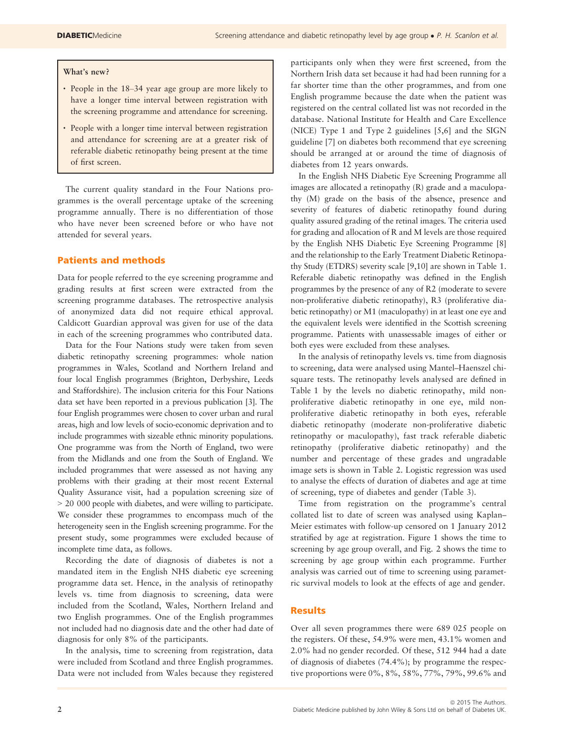**What's new?**

- People in the 18–34 year age group are more likely to have a longer time interval between registration with the screening programme and attendance for screening.
- People with a longer time interval between registration and attendance for screening are at a greater risk of referable diabetic retinopathy being present at the time of first screen.

The current quality standard in the Four Nations programmes is the overall percentage uptake of the screening programme annually. There is no differentiation of those who have never been screened before or who have not attended for several years.

## Patients and methods

Data for people referred to the eye screening programme and grading results at first screen were extracted from the screening programme databases. The retrospective analysis of anonymized data did not require ethical approval. Caldicott Guardian approval was given for use of the data in each of the screening programmes who contributed data.

Data for the Four Nations study were taken from seven diabetic retinopathy screening programmes: whole nation programmes in Wales, Scotland and Northern Ireland and four local English programmes (Brighton, Derbyshire, Leeds and Staffordshire). The inclusion criteria for this Four Nations data set have been reported in a previous publication [3]. The four English programmes were chosen to cover urban and rural areas, high and low levels of socio-economic deprivation and to include programmes with sizeable ethnic minority populations. One programme was from the North of England, two were from the Midlands and one from the South of England. We included programmes that were assessed as not having any problems with their grading at their most recent External Quality Assurance visit, had a population screening size of > 20 000 people with diabetes, and were willing to participate. We consider these programmes to encompass much of the heterogeneity seen in the English screening programme. For the present study, some programmes were excluded because of incomplete time data, as follows.

Recording the date of diagnosis of diabetes is not a mandated item in the English NHS diabetic eye screening programme data set. Hence, in the analysis of retinopathy levels vs. time from diagnosis to screening, data were included from the Scotland, Wales, Northern Ireland and two English programmes. One of the English programmes not included had no diagnosis date and the other had date of diagnosis for only 8% of the participants.

In the analysis, time to screening from registration, data were included from Scotland and three English programmes. Data were not included from Wales because they registered participants only when they were first screened, from the Northern Irish data set because it had had been running for a far shorter time than the other programmes, and from one English programme because the date when the patient was registered on the central collated list was not recorded in the database. National Institute for Health and Care Excellence (NICE) Type 1 and Type 2 guidelines [5,6] and the SIGN guideline [7] on diabetes both recommend that eye screening should be arranged at or around the time of diagnosis of diabetes from 12 years onwards.

In the English NHS Diabetic Eye Screening Programme all images are allocated a retinopathy (R) grade and a maculopathy (M) grade on the basis of the absence, presence and severity of features of diabetic retinopathy found during quality assured grading of the retinal images. The criteria used for grading and allocation of R and M levels are those required by the English NHS Diabetic Eye Screening Programme [8] and the relationship to the Early Treatment Diabetic Retinopathy Study (ETDRS) severity scale [9,10] are shown in Table 1. Referable diabetic retinopathy was defined in the English programmes by the presence of any of R2 (moderate to severe non-proliferative diabetic retinopathy), R3 (proliferative diabetic retinopathy) or M1 (maculopathy) in at least one eye and the equivalent levels were identified in the Scottish screening programme. Patients with unassessable images of either or both eyes were excluded from these analyses.

In the analysis of retinopathy levels vs. time from diagnosis to screening, data were analysed using Mantel–Haenszel chi-square tests. The retinopathy levels analysed are defined in Table 1 by the levels no diabetic retinopathy, mild non-proliferative diabetic retinopathy in one eye, mild non-proliferative diabetic retinopathy in both eyes, referable diabetic retinopathy (moderate non-proliferative diabetic retinopathy or maculopathy), fast track referable diabetic retinopathy (proliferative diabetic retinopathy) and the number and percentage of these grades and ungradable image sets is shown in Table 2. Logistic regression was used to analyse the effects of duration of diabetes and age at time of screening, type of diabetes and gender (Table 3).

Time from registration on the programme's central collated list to date of screen was analysed using Kaplan–Meier estimates with follow-up censored on 1 January 2012 stratified by age at registration. Figure 1 shows the time to screening by age group overall, and Fig. 2 shows the time to screening by age group within each programme. Further analysis was carried out of time to screening using parametric survival models to look at the effects of age and gender.

## Results

Over all seven programmes there were 689 025 people on the registers. Of these, 54.9% were men, 43.1% women and 2.0% had no gender recorded. Of these, 512 944 had a date of diagnosis of diabetes (74.4%); by programme the respective proportions were 0%, 8%, 58%, 77%, 79%, 99.6% and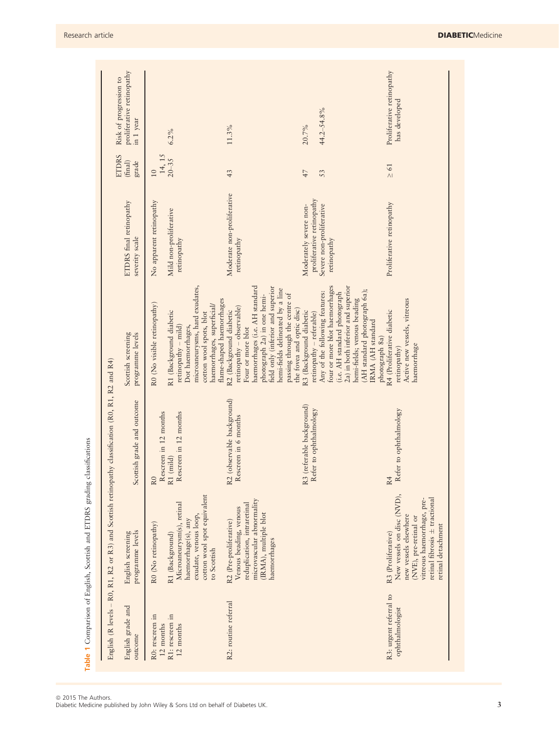**Table 1** Comparison of English, Scottish and ETDRS grading classifications

English (R levels – R0, R1, R2 or R3) and Scottish retinopathy classification (R0, R1, R2 and R4)

| English grade and outcome | English screening programme levels | Scottish grade and outcome | Scottish screening programme levels | ETDRS final retinopathy severity scale | ETDRS (final) grade | Risk of progression to proliferative retinopathy in 1 year |
|---|---|---|---|---|---|---|
| R0: rescreen in 12 months | R0 (No retinopathy) | R0 Rescreen in 12 months | R0 (No visible retinopathy) | No apparent retinopathy | 10 | |
| R1: rescreen in 12 months | R1 (Background) Microaneurysm(s), retinal haemorrhage(s), any exudate, venous loop, cotton wool spot equivalent to Scottish | R1 (mild) Rescreen in 12 months | R1 (Background diabetic retinopathy – mild) Dot haemorrhages, microaneurysms, hard exudates, cotton wool spots, blot haemorrhages, superficial/flame-shaped haemorrhages | Mild non-proliferative retinopathy | 14, 15 20–35 | 6.2% |
| R2: routine referral | R2 (Pre-proliferative) Venous beading, venous reduplication, intraretinal microvascular abnormality (IRMA), multiple blot haemorrhages | R2 (observable background) Rescreen in 6 months | R2 (Background diabetic retinopathy – observable) Four or more blot haemorrhages (i.e. AH standard photograph 2a) in one hemi-field only (inferior and superior hemi-fields delineated by a line passing through the centre of the fovea and optic disc) | Moderate non-proliferative retinopathy | 43 | 11.3% |
| | | R3 (referable background) Refer to ophthalmology | R3 (Background diabetic retinopathy – referable) Any of the following features: four or more blot haemorrhages (i.e. AH standard photograph 2a) in both inferior and superior hemi-fields; venous beading (AH standard photograph 6a); IRMA (AH standard photograph 8a) | Moderately severe non-proliferative retinopathy | 47 | 20.7% |
| | | | | Severe non-proliferative retinopathy | 53 | 44.2–54.8% |
| R3: urgent referral to ophthalmologist | R3 (Proliferative) New vessels on disc (NVD), new vessels elsewhere (NVE), pre-retinal or vitreous haemorrhage, pre-retinal fibrosis ± tractional retinal detachment | R4 Refer to ophthalmology | R4 (Proliferative diabetic retinopathy) Active new vessels, vitreous haemorrhage | Proliferative retinopathy | ≥ 61 | Proliferative retinopathy has developed |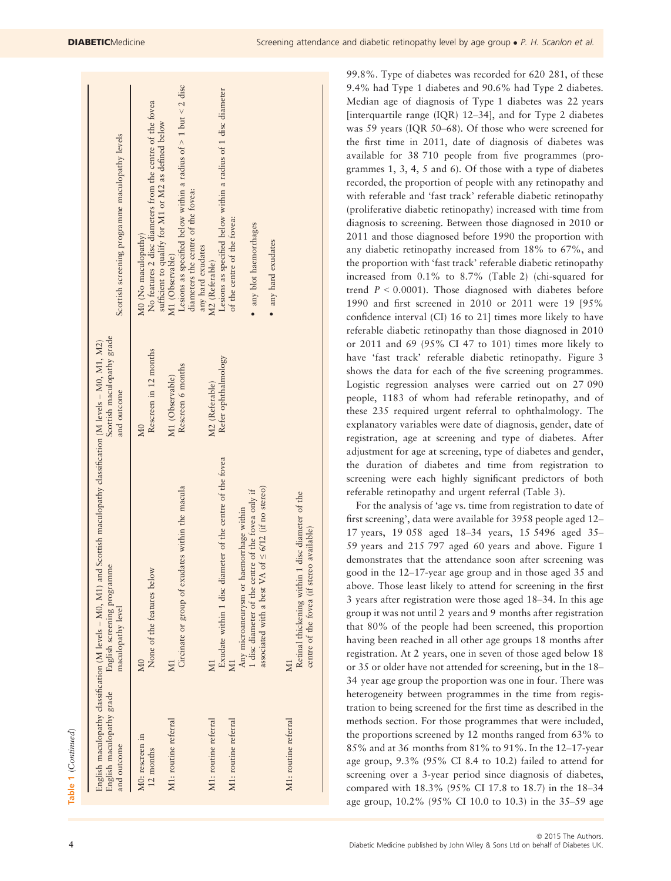**Table 1** (*Continued*)

| English maculopathy grade and outcome | English screening programme maculopathy level | Scottish maculopathy grade and outcome | Scottish screening programme maculopathy levels |
|---|---|---|---|
| M0: rescreen in 12 months | M0<br>None of the features below | M0<br>Rescreen in 12 months | M0 (No maculopathy)<br>No features 2 disc diameters from the centre of the fovea sufficient to qualify for M1 or M2 as defined below |
| M1: routine referral | M1<br>Circinate or group of exudates within the macula | M1 (Observable)<br>Rescreen 6 months | M1 (Observable)<br>Lesions as specified below within a radius of > 1 but < 2 disc diameters the centre of the fovea:<br>any hard exudates |
| M1: routine referral | M1<br>Exudate within 1 disc diameter of the centre of the fovea | M2 (Referable)<br>Refer ophthalmology | M2 (Referable)<br>Lesions as specified below within a radius of 1 disc diameter of the centre of the fovea: |
| M1: routine referral | M1<br>Any microaneurysm or haemorrhage within 1 disc diameter of the centre of the fovea only if associated with a best VA of ≤ 6/12 (if no stereo) | | • any blot haemorrhages |
| M1: routine referral | M1<br>Retinal thickening within 1 disc diameter of the centre of the fovea (if stereo available) | | • any hard exudates |

English maculopathy classification (M levels – M0, M1) and Scottish maculopathy classification (M levels – M0, M1, M2)

99.8%. Type of diabetes was recorded for 620 281, of these 9.4% had Type 1 diabetes and 90.6% had Type 2 diabetes. Median age of diagnosis of Type 1 diabetes was 22 years [interquartile range (IQR) 12–34], and for Type 2 diabetes was 59 years (IQR 50–68). Of those who were screened for the first time in 2011, date of diagnosis of diabetes was available for 38 710 people from five programmes (programmes 1, 3, 4, 5 and 6). Of those with a type of diabetes recorded, the proportion of people with any retinopathy and with referable and 'fast track' referable diabetic retinopathy (proliferative diabetic retinopathy) increased with time from diagnosis to screening. Between those diagnosed in 2010 or 2011 and those diagnosed before 1990 the proportion with any diabetic retinopathy increased from 18% to 67%, and the proportion with 'fast track' referable diabetic retinopathy increased from 0.1% to 8.7% (Table 2) (chi-squared for trend $P < 0.0001$). Those diagnosed with diabetes before 1990 and first screened in 2010 or 2011 were 19 [95% confidence interval (CI) 16 to 21] times more likely to have referable diabetic retinopathy than those diagnosed in 2010 or 2011 and 69 (95% CI 47 to 101) times more likely to have 'fast track' referable diabetic retinopathy. Figure 3 shows the data for each of the five screening programmes. Logistic regression analyses were carried out on 27 090 people, 1183 of whom had referable retinopathy, and of these 235 required urgent referral to ophthalmology. The explanatory variables were date of diagnosis, gender, date of registration, age at screening and type of diabetes. After adjustment for age at screening, type of diabetes and gender, the duration of diabetes and time from registration to screening were each highly significant predictors of both referable retinopathy and urgent referral (Table 3).

For the analysis of 'age vs. time from registration to date of first screening', data were available for 3958 people aged 12–17 years, 19 058 aged 18–34 years, 15 5496 aged 35–59 years and 215 797 aged 60 years and above. Figure 1 demonstrates that the attendance soon after screening was good in the 12–17-year age group and in those aged 35 and above. Those least likely to attend for screening in the first 3 years after registration were those aged 18–34. In this age group it was not until 2 years and 9 months after registration that 80% of the people had been screened, this proportion having been reached in all other age groups 18 months after registration. At 2 years, one in seven of those aged below 18 or 35 or older have not attended for screening, but in the 18–34 year age group the proportion was one in four. There was heterogeneity between programmes in the time from registration to being screened for the first time as described in the methods section. For those programmes that were included, the proportions screened by 12 months ranged from 63% to 85% and at 36 months from 81% to 91%. In the 12–17-year age group, 9.3% (95% CI 8.4 to 10.2) failed to attend for screening over a 3-year period since diagnosis of diabetes, compared with 18.3% (95% CI 17.8 to 18.7) in the 18–34 age group, 10.2% (95% CI 10.0 to 10.3) in the 35–59 age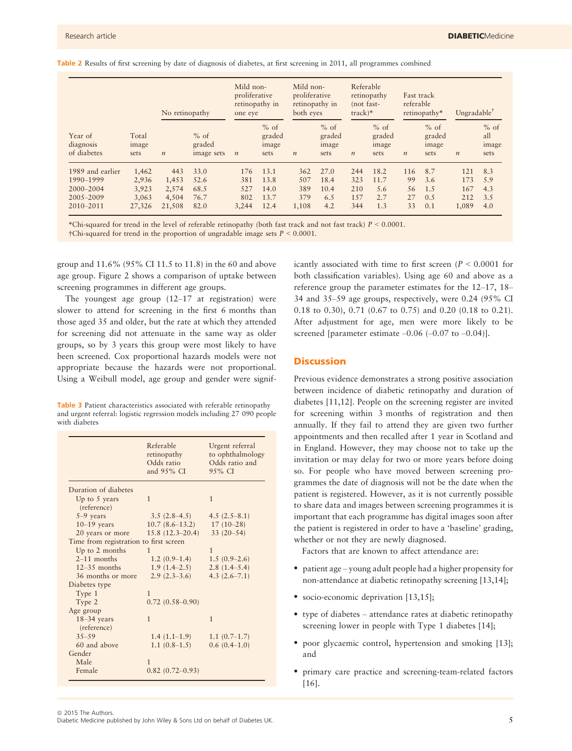**Table 2** Results of first screening by date of diagnosis of diabetes, at first screening in 2011, all programmes combined

| | | No retinopathy | | Mild non-proliferative retinopathy in one eye | | Mild non-proliferative retinopathy in both eyes | | Referable retinopathy (not fast-track)* | | Fast track referable retinopathy* | | Ungradable† | |
|---|---|---|---|---|---|---|---|---|---|---|---|---|---|
| Year of diagnosis of diabetes | Total image sets | *n* | % of graded image sets | *n* | % of graded image sets | *n* | % of graded image sets | *n* | % of graded image sets | *n* | % of graded image sets | *n* | % of all image sets |
| 1989 and earlier | 1,462 | 443 | 33.0 | 176 | 13.1 | 362 | 27.0 | 244 | 18.2 | 116 | 8.7 | 121 | 8.3 |
| 1990–1999 | 2,936 | 1,453 | 52.6 | 381 | 13.8 | 507 | 18.4 | 323 | 11.7 | 99 | 3.6 | 173 | 5.9 |
| 2000–2004 | 3,923 | 2,574 | 68.5 | 527 | 14.0 | 389 | 10.4 | 210 | 5.6 | 56 | 1.5 | 167 | 4.3 |
| 2005–2009 | 3,063 | 4,504 | 76.7 | 802 | 13.7 | 379 | 6.5 | 157 | 2.7 | 27 | 0.5 | 212 | 3.5 |
| 2010–2011 | 27,326 | 21,508 | 82.0 | 3,244 | 12.4 | 1,108 | 4.2 | 344 | 1.3 | 33 | 0.1 | 1,089 | 4.0 |

*Chi-squared for trend in the level of referable retinopathy (both fast track and not fast track) $P < 0.0001$.
†Chi-squared for trend in the proportion of ungradable image sets $P < 0.0001$.

group and 11.6% (95% CI 11.5 to 11.8) in the 60 and above age group. Figure 2 shows a comparison of uptake between screening programmes in different age groups.

The youngest age group (12–17 at registration) were slower to attend for screening in the first 6 months than those aged 35 and older, but the rate at which they attended for screening did not attenuate in the same way as older groups, so by 3 years this group were most likely to have been screened. Cox proportional hazards models were not appropriate because the hazards were not proportional. Using a Weibull model, age group and gender were significantly associated with time to first screen ($P < 0.0001$ for both classification variables). Using age 60 and above as a reference group the parameter estimates for the 12–17, 18–34 and 35–59 age groups, respectively, were 0.24 (95% CI 0.18 to 0.30), 0.71 (0.67 to 0.75) and 0.20 (0.18 to 0.21). After adjustment for age, men were more likely to be screened [parameter estimate –0.06 (–0.07 to –0.04)].

**Table 3** Patient characteristics associated with referable retinopathy and urgent referral: logistic regression models including 27 090 people with diabetes

| | Referable retinopathy Odds ratio and 95% CI | Urgent referral to ophthalmology Odds ratio and 95% CI |
|---|---|---|
| Duration of diabetes | | |
| Up to 5 years (reference) | 1 | 1 |
| 5–9 years | 3.5 (2.8–4.5) | 4.5 (2.5–8.1) |
| 10–19 years | 10.7 (8.6–13.2) | 17 (10–28) |
| 20 years or more | 15.8 (12.3–20.4) | 33 (20–54) |
| Time from registration to first screen | | |
| Up to 2 months | 1 | 1 |
| 2–11 months | 1.2 (0.9–1.4) | 1.5 (0.9–2.6) |
| 12–35 months | 1.9 (1.4–2.5) | 2.8 (1.4–5.4) |
| 36 months or more | 2.9 (2.3–3.6) | 4.3 (2.6–7.1) |
| Diabetes type | | |
| Type 1 | 1 | |
| Type 2 | 0.72 (0.58–0.90) | |
| Age group | | |
| 18–34 years (reference) | 1 | 1 |
| 35–59 | 1.4 (1.1–1.9) | 1.1 (0.7–1.7) |
| 60 and above | 1.1 (0.8–1.5) | 0.6 (0.4–1.0) |
| Gender | | |
| Male | 1 | |
| Female | 0.82 (0.72–0.93) | |

## Discussion

Previous evidence demonstrates a strong positive association between incidence of diabetic retinopathy and duration of diabetes [11,12]. People on the screening register are invited for screening within 3 months of registration and then annually. If they fail to attend they are given two further appointments and then recalled after 1 year in Scotland and in England. However, they may choose not to take up the invitation or may delay for two or more years before doing so. For people who have moved between screening programmes the date of diagnosis will not be the date when the patient is registered. However, as it is not currently possible to share data and images between screening programmes it is important that each programme has digital images soon after the patient is registered in order to have a 'baseline' grading, whether or not they are newly diagnosed.

Factors that are known to affect attendance are:

- patient age – young adult people had a higher propensity for non-attendance at diabetic retinopathy screening [13,14];
- socio-economic deprivation [13,15];
- type of diabetes – attendance rates at diabetic retinopathy screening lower in people with Type 1 diabetes [14];
- poor glycaemic control, hypertension and smoking [13]; and
- primary care practice and screening-team-related factors [16].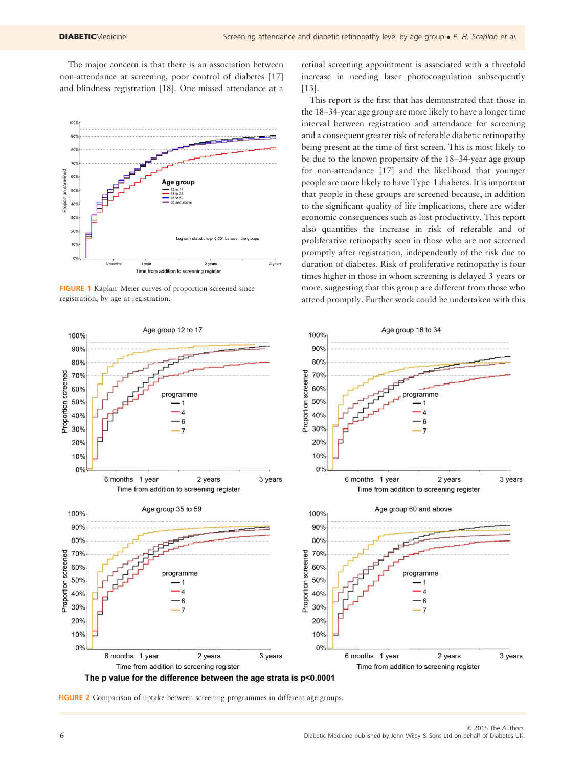The major concern is that there is an association between non-attendance at screening, poor control of diabetes [17] and blindness registration [18]. One missed attendance at a retinal screening appointment is associated with a threefold increase in needing laser photocoagulation subsequently [13].

This report is the first that has demonstrated that those in the 18–34-year age group are more likely to have a longer time interval between registration and attendance for screening and a consequent greater risk of referable diabetic retinopathy being present at the time of first screen. This is most likely to be due to the known propensity of the 18–34-year age group for non-attendance [17] and the likelihood that younger people are more likely to have Type 1 diabetes. It is important that people in these groups are screened because, in addition to the significant quality of life implications, there are wider economic consequences such as lost productivity. This report also quantifies the increase in risk of referable and of proliferative retinopathy seen in those who are not screened promptly after registration, independently of the risk due to duration of diabetes. Risk of proliferative retinopathy is four times higher in those in whom screening is delayed 3 years or more, suggesting that this group are different from those who attend promptly. Further work could be undertaken with this

FIGURE 1 Kaplan–Meier curves of proportion screened since registration, by age at registration.

FIGURE 2 Comparison of uptake between screening programmes in different age groups.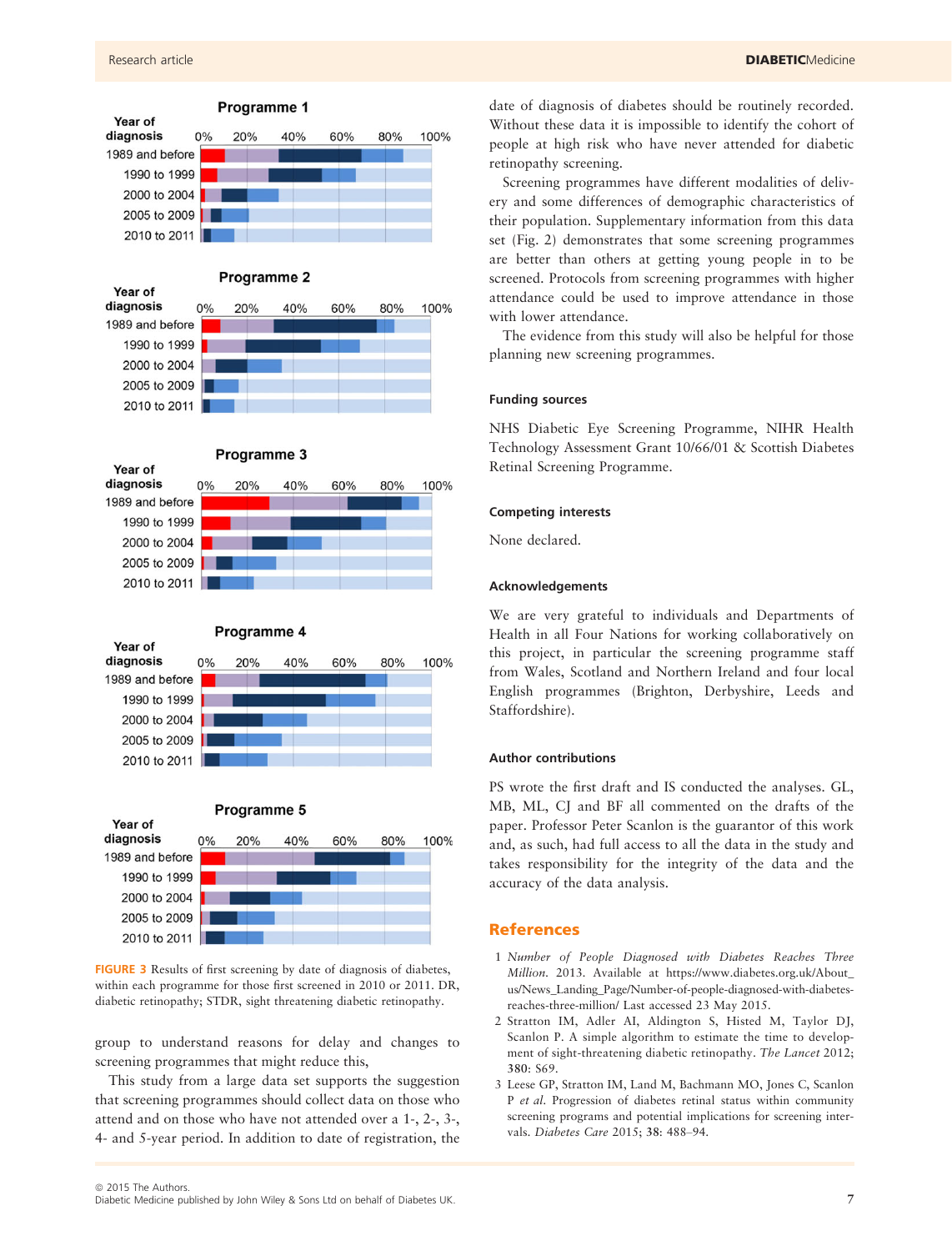FIGURE 3 Results of first screening by date of diagnosis of diabetes, within each programme for those first screened in 2010 or 2011. DR, diabetic retinopathy; STDR, sight threatening diabetic retinopathy.

group to understand reasons for delay and changes to screening programmes that might reduce this,

This study from a large data set supports the suggestion that screening programmes should collect data on those who attend and on those who have not attended over a 1-, 2-, 3-, 4- and 5-year period. In addition to date of registration, the date of diagnosis of diabetes should be routinely recorded. Without these data it is impossible to identify the cohort of people at high risk who have never attended for diabetic retinopathy screening.

Screening programmes have different modalities of delivery and some differences of demographic characteristics of their population. Supplementary information from this data set (Fig. 2) demonstrates that some screening programmes are better than others at getting young people in to be screened. Protocols from screening programmes with higher attendance could be used to improve attendance in those with lower attendance.

The evidence from this study will also be helpful for those planning new screening programmes.

### Funding sources

NHS Diabetic Eye Screening Programme, NIHR Health Technology Assessment Grant 10/66/01 & Scottish Diabetes Retinal Screening Programme.

### Competing interests

None declared.

### Acknowledgements

We are very grateful to individuals and Departments of Health in all Four Nations for working collaboratively on this project, in particular the screening programme staff from Wales, Scotland and Northern Ireland and four local English programmes (Brighton, Derbyshire, Leeds and Staffordshire).

### Author contributions

PS wrote the first draft and IS conducted the analyses. GL, MB, ML, CJ and BF all commented on the drafts of the paper. Professor Peter Scanlon is the guarantor of this work and, as such, had full access to all the data in the study and takes responsibility for the integrity of the data and the accuracy of the data analysis.

## References

1 *Number of People Diagnosed with Diabetes Reaches Three Million*. 2013. Available at https://www.diabetes.org.uk/About_us/News_Landing_Page/Number-of-people-diagnosed-with-diabetes-reaches-three-million/ Last accessed 23 May 2015.

2 Stratton IM, Adler AI, Aldington S, Histed M, Taylor DJ, Scanlon P. A simple algorithm to estimate the time to development of sight-threatening diabetic retinopathy. *The Lancet* 2012; 380: S69.

3 Leese GP, Stratton IM, Land M, Bachmann MO, Jones C, Scanlon P *et al.* Progression of diabetes retinal status within community screening programs and potential implications for screening intervals. *Diabetes Care* 2015; **38**: 488–94.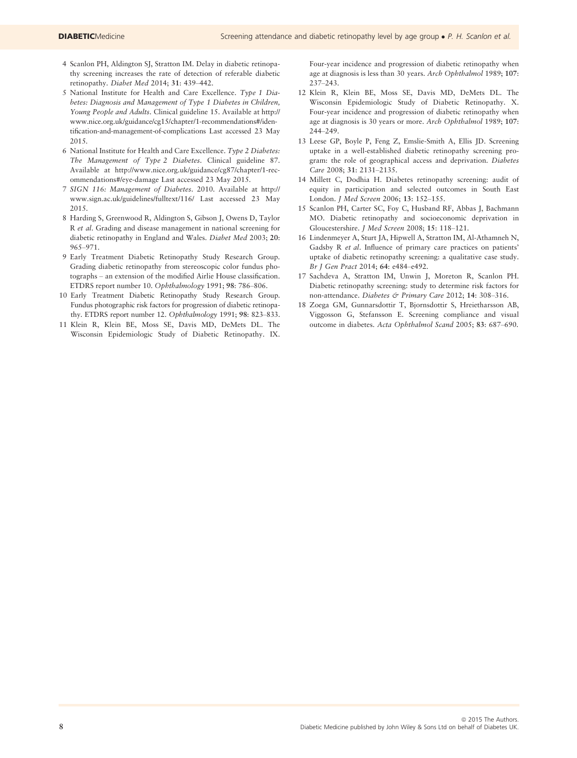4 Scanlon PH, Aldington SJ, Stratton IM. Delay in diabetic retinopathy screening increases the rate of detection of referable diabetic retinopathy. *Diabet Med* 2014; **31**: 439–442.

5 National Institute for Health and Care Excellence. *Type 1 Diabetes: Diagnosis and Management of Type 1 Diabetes in Children, Young People and Adults*. Clinical guideline 15. Available at http://www.nice.org.uk/guidance/cg15/chapter/1-recommendations#/identification-and-management-of-complications Last accessed 23 May 2015.

6 National Institute for Health and Care Excellence. *Type 2 Diabetes: The Management of Type 2 Diabetes*. Clinical guideline 87. Available at http://www.nice.org.uk/guidance/cg87/chapter/1-recommendations#/eye-damage Last accessed 23 May 2015.

7 *SIGN 116: Management of Diabetes*. 2010. Available at http://www.sign.ac.uk/guidelines/fulltext/116/ Last accessed 23 May 2015.

8 Harding S, Greenwood R, Aldington S, Gibson J, Owens D, Taylor R *et al*. Grading and disease management in national screening for diabetic retinopathy in England and Wales. *Diabet Med* 2003; **20**: 965–971.

9 Early Treatment Diabetic Retinopathy Study Research Group. Grading diabetic retinopathy from stereoscopic color fundus photographs – an extension of the modified Airlie House classification. ETDRS report number 10. *Ophthalmology* 1991; **98**: 786–806.

10 Early Treatment Diabetic Retinopathy Study Research Group. Fundus photographic risk factors for progression of diabetic retinopathy. ETDRS report number 12. *Ophthalmology* 1991; **98**: 823–833.

11 Klein R, Klein BE, Moss SE, Davis MD, DeMets DL. The Wisconsin Epidemiologic Study of Diabetic Retinopathy. IX. Four-year incidence and progression of diabetic retinopathy when age at diagnosis is less than 30 years. *Arch Ophthalmol* 1989; **107**: 237–243.

12 Klein R, Klein BE, Moss SE, Davis MD, DeMets DL. The Wisconsin Epidemiologic Study of Diabetic Retinopathy. X. Four-year incidence and progression of diabetic retinopathy when age at diagnosis is 30 years or more. *Arch Ophthalmol* 1989; **107**: 244–249.

13 Leese GP, Boyle P, Feng Z, Emslie-Smith A, Ellis JD. Screening uptake in a well-established diabetic retinopathy screening program: the role of geographical access and deprivation. *Diabetes Care* 2008; **31**: 2131–2135.

14 Millett C, Dodhia H. Diabetes retinopathy screening: audit of equity in participation and selected outcomes in South East London. *J Med Screen* 2006; **13**: 152–155.

15 Scanlon PH, Carter SC, Foy C, Husband RF, Abbas J, Bachmann MO. Diabetic retinopathy and socioeconomic deprivation in Gloucestershire. *J Med Screen* 2008; **15**: 118–121.

16 Lindenmeyer A, Sturt JA, Hipwell A, Stratton IM, Al-Athamneh N, Gadsby R *et al*. Influence of primary care practices on patients' uptake of diabetic retinopathy screening: a qualitative case study. *Br J Gen Pract* 2014; **64**: e484–e492.

17 Sachdeva A, Stratton IM, Unwin J, Moreton R, Scanlon PH. Diabetic retinopathy screening: study to determine risk factors for non-attendance. *Diabetes & Primary Care* 2012; **14**: 308–316.

18 Zoega GM, Gunnarsdottir T, Bjornsdottir S, Hreietharsson AB, Viggosson G, Stefansson E. Screening compliance and visual outcome in diabetes. *Acta Ophthalmol Scand* 2005; **83**: 687–690.